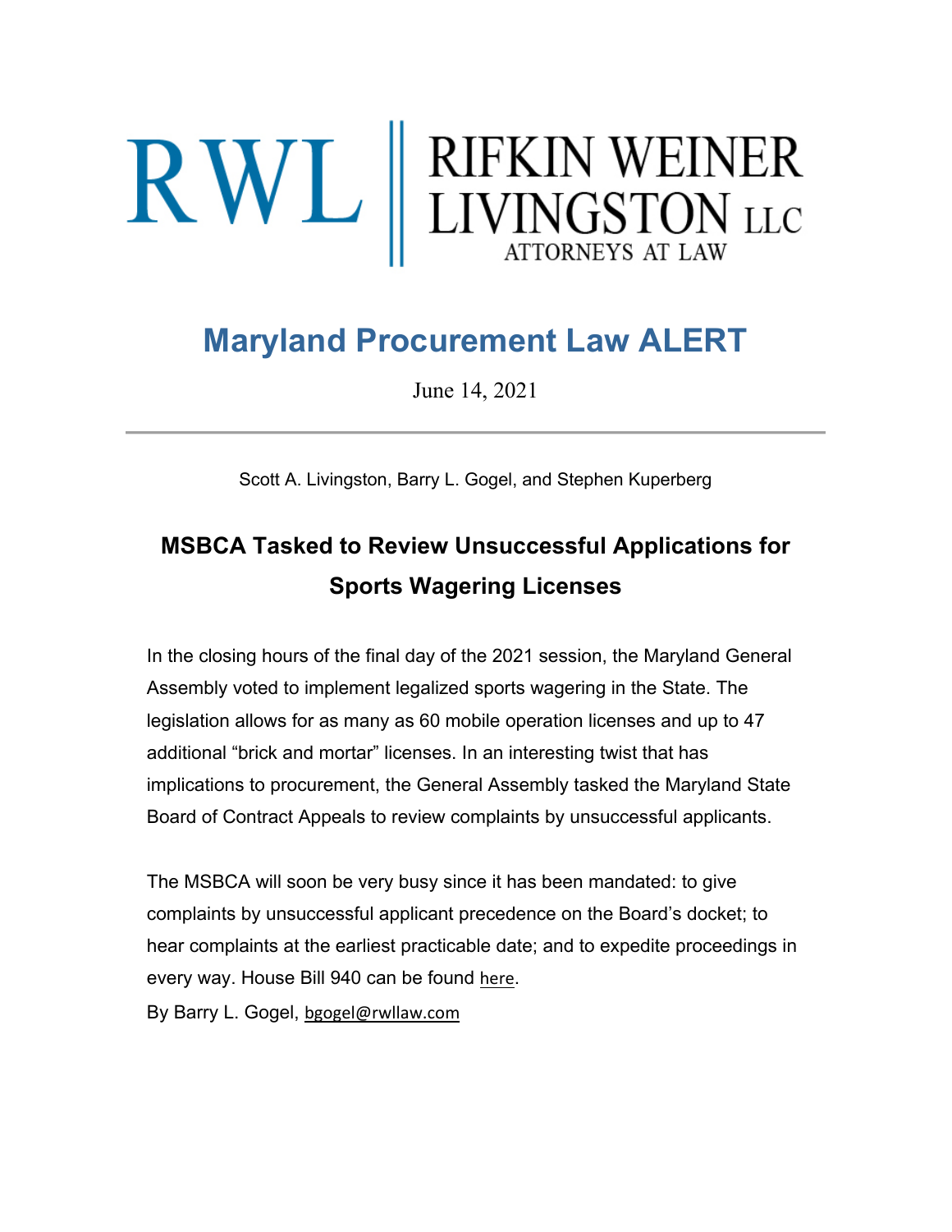RWL | RIFKIN WEINER LIVINGSTON LLC
ATTORNEYS AT LAW

# Maryland Procurement Law ALERT

June 14, 2021

Scott A. Livingston, Barry L. Gogel, and Stephen Kuperberg

## MSBCA Tasked to Review Unsuccessful Applications for Sports Wagering Licenses

In the closing hours of the final day of the 2021 session, the Maryland General Assembly voted to implement legalized sports wagering in the State. The legislation allows for as many as 60 mobile operation licenses and up to 47 additional "brick and mortar" licenses. In an interesting twist that has implications to procurement, the General Assembly tasked the Maryland State Board of Contract Appeals to review complaints by unsuccessful applicants.

The MSBCA will soon be very busy since it has been mandated: to give complaints by unsuccessful applicant precedence on the Board's docket; to hear complaints at the earliest practicable date; and to expedite proceedings in every way. House Bill 940 can be found here.

By Barry L. Gogel, bgogel@rwllaw.com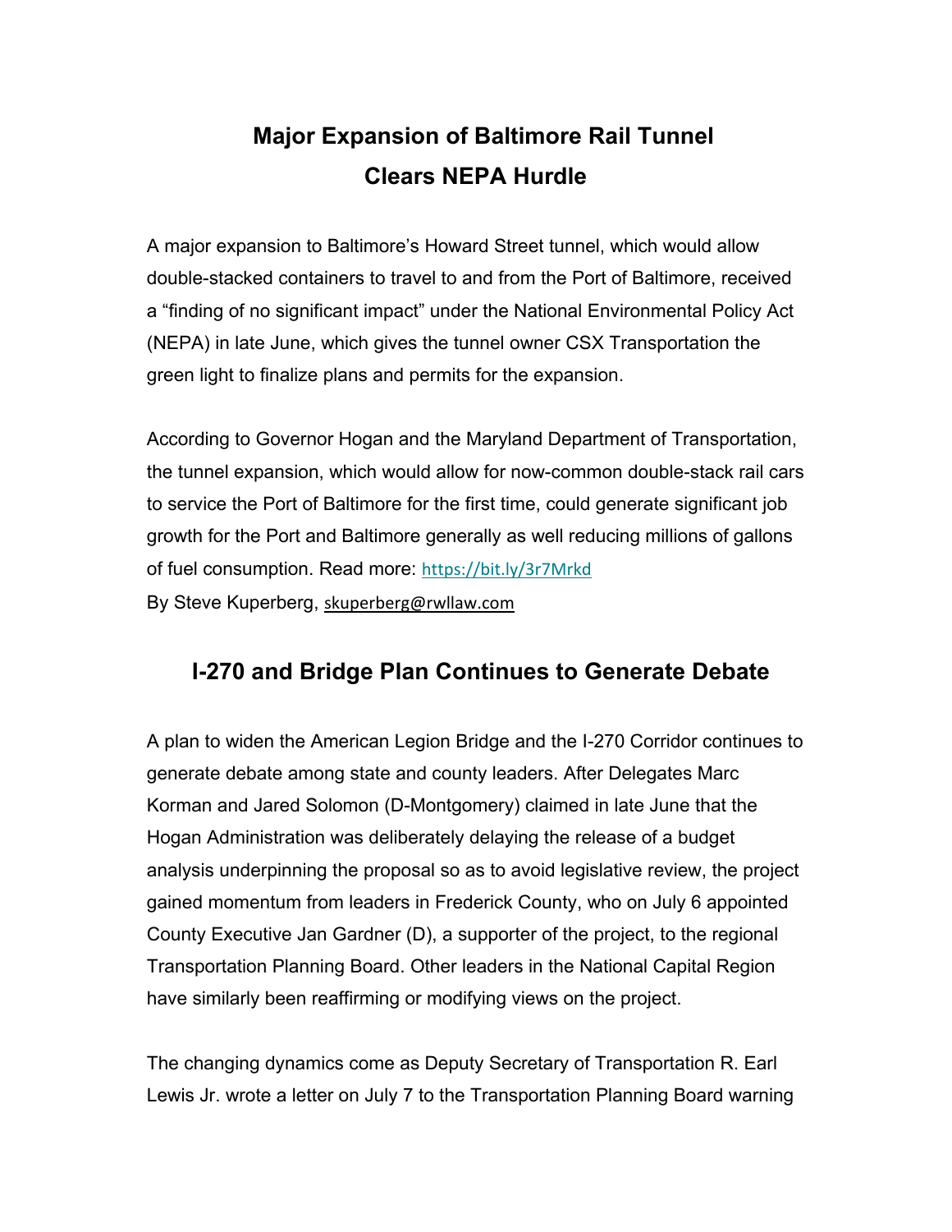## Major Expansion of Baltimore Rail Tunnel Clears NEPA Hurdle

A major expansion to Baltimore's Howard Street tunnel, which would allow double-stacked containers to travel to and from the Port of Baltimore, received a "finding of no significant impact" under the National Environmental Policy Act (NEPA) in late June, which gives the tunnel owner CSX Transportation the green light to finalize plans and permits for the expansion.

According to Governor Hogan and the Maryland Department of Transportation, the tunnel expansion, which would allow for now-common double-stack rail cars to service the Port of Baltimore for the first time, could generate significant job growth for the Port and Baltimore generally as well reducing millions of gallons of fuel consumption. Read more: https://bit.ly/3r7Mrkd

By Steve Kuperberg, skuperberg@rwllaw.com

## I-270 and Bridge Plan Continues to Generate Debate

A plan to widen the American Legion Bridge and the I-270 Corridor continues to generate debate among state and county leaders. After Delegates Marc Korman and Jared Solomon (D-Montgomery) claimed in late June that the Hogan Administration was deliberately delaying the release of a budget analysis underpinning the proposal so as to avoid legislative review, the project gained momentum from leaders in Frederick County, who on July 6 appointed County Executive Jan Gardner (D), a supporter of the project, to the regional Transportation Planning Board. Other leaders in the National Capital Region have similarly been reaffirming or modifying views on the project.

The changing dynamics come as Deputy Secretary of Transportation R. Earl Lewis Jr. wrote a letter on July 7 to the Transportation Planning Board warning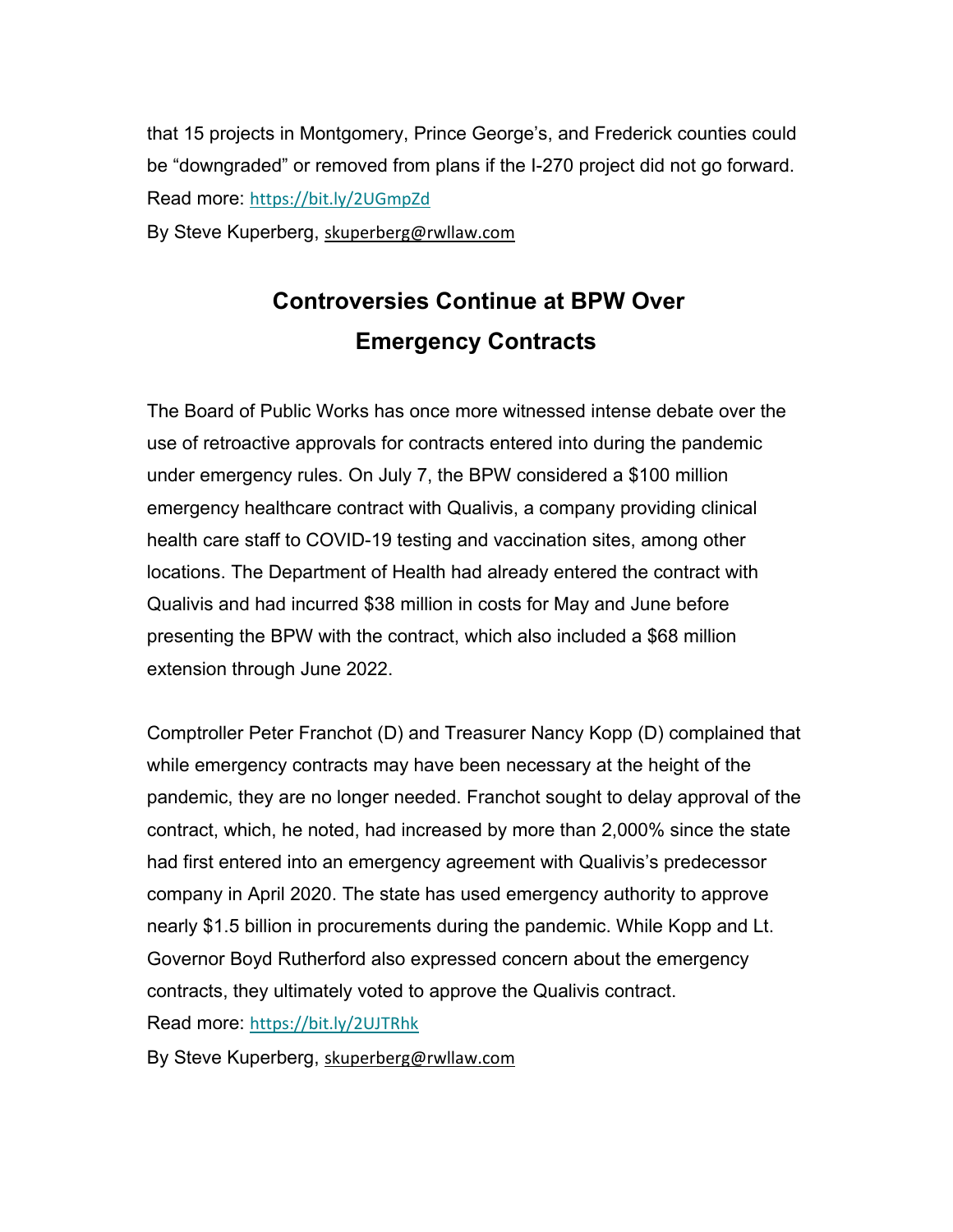that 15 projects in Montgomery, Prince George's, and Frederick counties could be "downgraded" or removed from plans if the I-270 project did not go forward. Read more: https://bit.ly/2UGmpZd

By Steve Kuperberg, skuperberg@rwllaw.com

## Controversies Continue at BPW Over Emergency Contracts

The Board of Public Works has once more witnessed intense debate over the use of retroactive approvals for contracts entered into during the pandemic under emergency rules. On July 7, the BPW considered a $100 million emergency healthcare contract with Qualivis, a company providing clinical health care staff to COVID-19 testing and vaccination sites, among other locations. The Department of Health had already entered the contract with Qualivis and had incurred $38 million in costs for May and June before presenting the BPW with the contract, which also included a $68 million extension through June 2022.

Comptroller Peter Franchot (D) and Treasurer Nancy Kopp (D) complained that while emergency contracts may have been necessary at the height of the pandemic, they are no longer needed. Franchot sought to delay approval of the contract, which, he noted, had increased by more than 2,000% since the state had first entered into an emergency agreement with Qualivis's predecessor company in April 2020. The state has used emergency authority to approve nearly $1.5 billion in procurements during the pandemic. While Kopp and Lt. Governor Boyd Rutherford also expressed concern about the emergency contracts, they ultimately voted to approve the Qualivis contract.

Read more: https://bit.ly/2UJTRhk

By Steve Kuperberg, skuperberg@rwllaw.com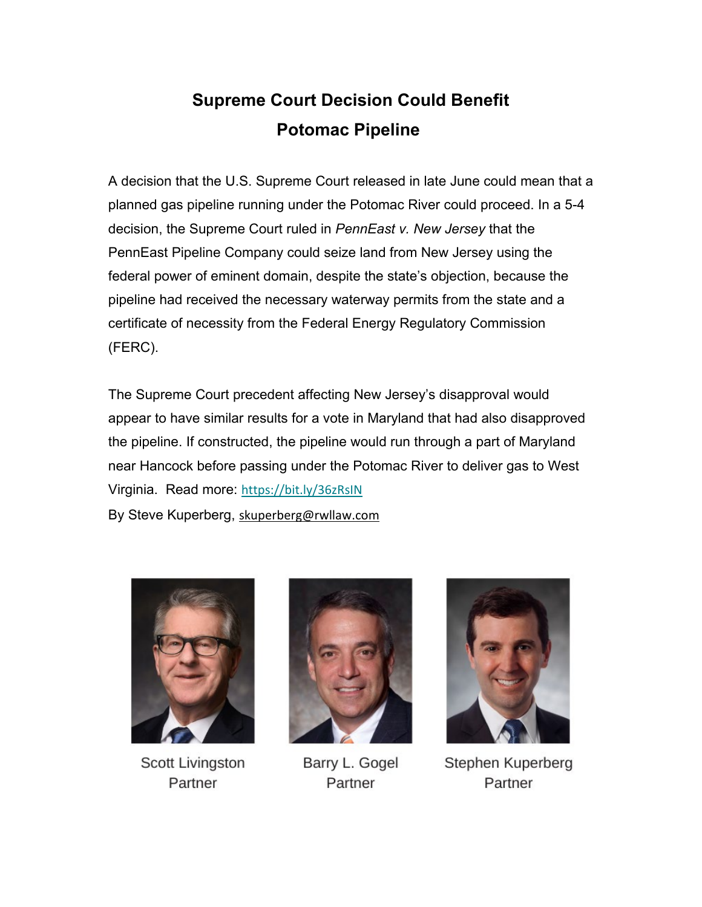# Supreme Court Decision Could Benefit Potomac Pipeline

A decision that the U.S. Supreme Court released in late June could mean that a planned gas pipeline running under the Potomac River could proceed. In a 5-4 decision, the Supreme Court ruled in *PennEast v. New Jersey* that the PennEast Pipeline Company could seize land from New Jersey using the federal power of eminent domain, despite the state's objection, because the pipeline had received the necessary waterway permits from the state and a certificate of necessity from the Federal Energy Regulatory Commission (FERC).

The Supreme Court precedent affecting New Jersey's disapproval would appear to have similar results for a vote in Maryland that had also disapproved the pipeline. If constructed, the pipeline would run through a part of Maryland near Hancock before passing under the Potomac River to deliver gas to West Virginia. Read more: https://bit.ly/36zRsIN

By Steve Kuperberg, skuperberg@rwllaw.com

Scott Livingston
Partner

Barry L. Gogel
Partner

Stephen Kuperberg
Partner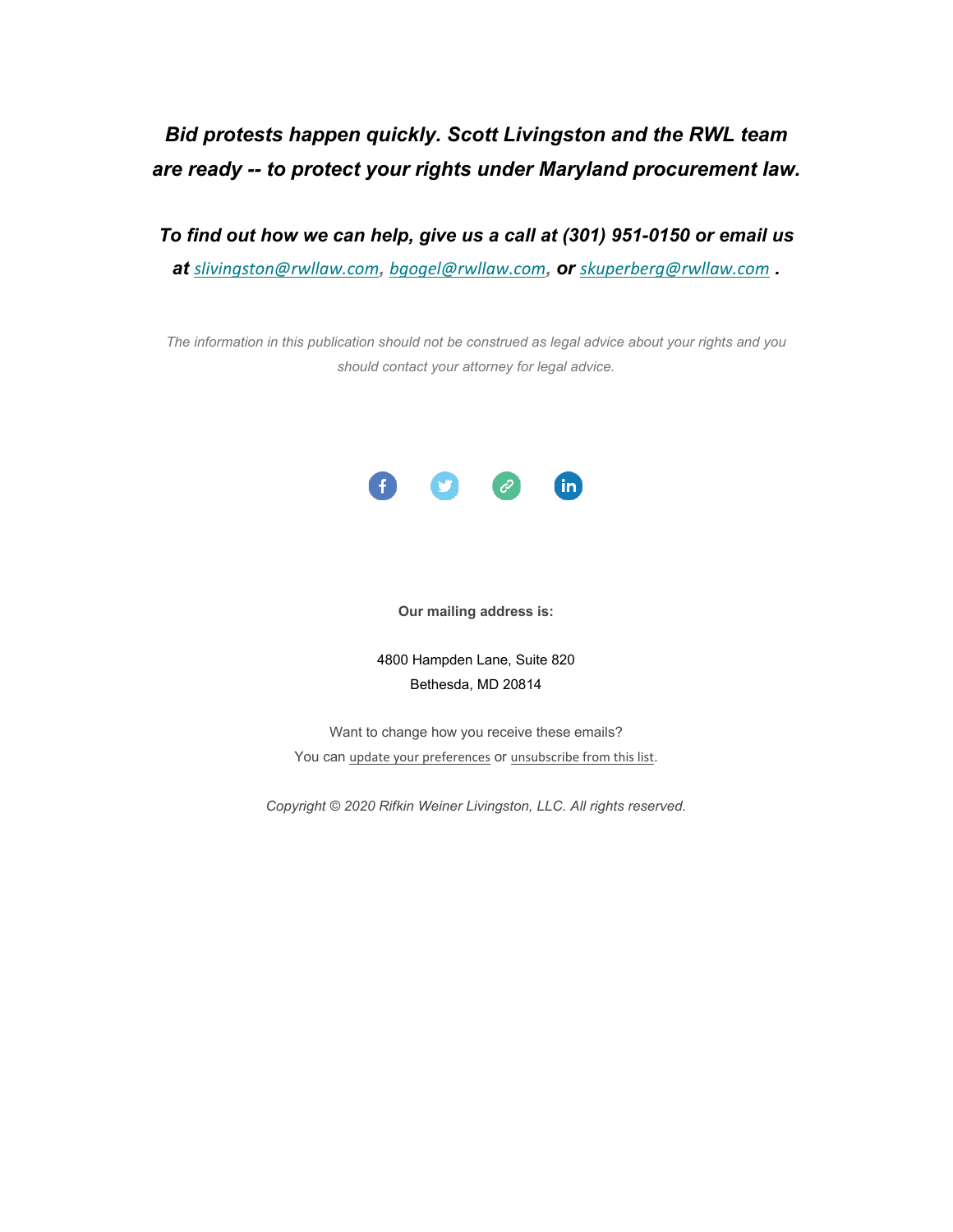***Bid protests happen quickly. Scott Livingston and the RWL team are ready -- to protect your rights under Maryland procurement law.***

***To find out how we can help, give us a call at (301) 951-0150 or email us at slivingston@rwllaw.com, bgogel@rwllaw.com, or skuperberg@rwllaw.com .***

*The information in this publication should not be construed as legal advice about your rights and you should contact your attorney for legal advice.*

**Our mailing address is:**

4800 Hampden Lane, Suite 820
Bethesda, MD 20814

Want to change how you receive these emails?
You can update your preferences or unsubscribe from this list.

*Copyright © 2020 Rifkin Weiner Livingston, LLC. All rights reserved.*